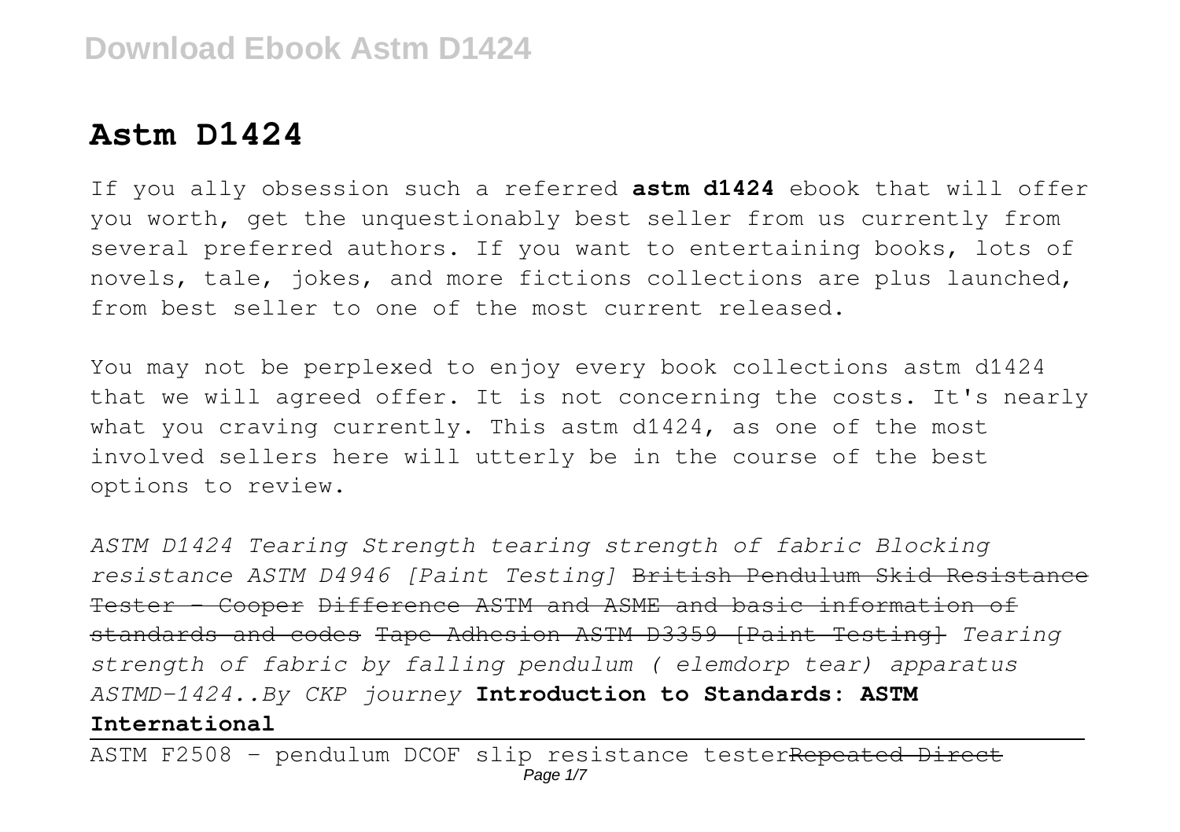# Astm D1424

If you ally obsession such a referred **astm d1424** ebook that will offer you worth, get the unquestionably best seller from us currently from several preferred authors. If you want to entertaining books, lots of novels, tale, jokes, and more fictions collections are plus launched, from best seller to one of the most current released.

You may not be perplexed to enjoy every book collections astm d1424 that we will agreed offer. It is not concerning the costs. It's nearly what you craving currently. This astm d1424, as one of the most involved sellers here will utterly be in the course of the best options to review.

*ASTM D1424 Tearing Strength tearing strength of fabric Blocking resistance ASTM D4946 [Paint Testing]* ~~British Pendulum Skid Resistance Tester - Cooper~~ ~~Difference ASTM and ASME and basic information of standards and codes~~ ~~Tape Adhesion ASTM D3359 [Paint Testing]~~ *Tearing strength of fabric by falling pendulum ( elemdorp tear) apparatus ASTMD-1424..By CKP journey* **Introduction to Standards: ASTM International**

ASTM F2508 - pendulum DCOF slip resistance tester~~Repeated Direct~~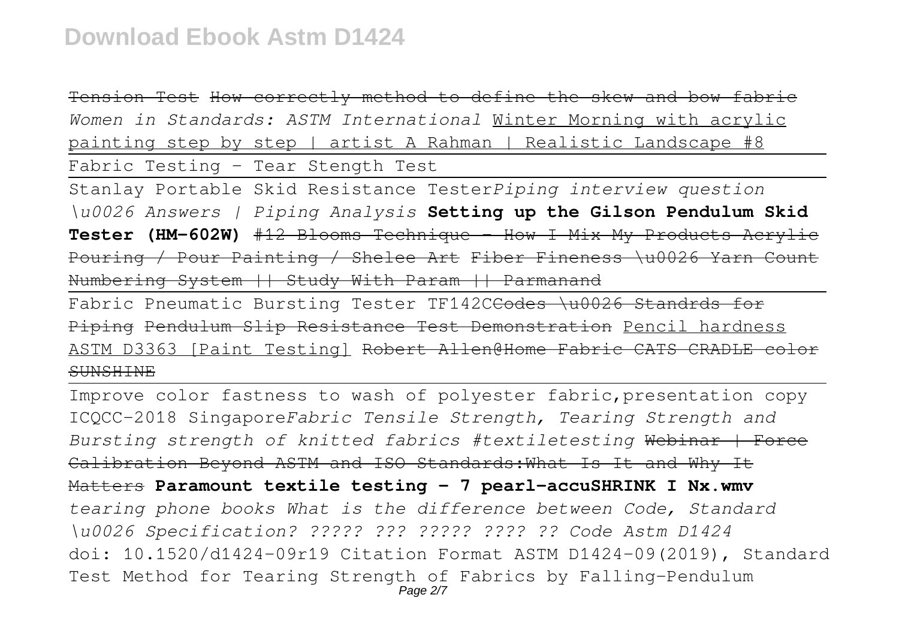Tension Test ~~How correctly method to define the skew and bow fabric~~ *Women in Standards: ASTM International* Winter Morning with acrylic painting step by step | artist A Rahman | Realistic Landscape #8

Fabric Testing - Tear Stength Test

Stanlay Portable Skid Resistance Tester*Piping interview question \u0026 Answers | Piping Analysis* **Setting up the Gilson Pendulum Skid Tester (HM-602W)** ~~#12 Blooms Technique - How I Mix My Products Acrylic Pouring / Pour Painting / Shelee Art~~ ~~Fiber Fineness \u0026 Yarn Count Numbering System || Study With Param || Parmanand~~

Fabric Pneumatic Bursting Tester TF142C~~Codes \u0026 Standrds for Piping~~ ~~Pendulum Slip Resistance Test Demonstration~~ Pencil hardness ASTM D3363 [Paint Testing] ~~Robert Allen@Home Fabric CATS CRADLE color SUNSHINE~~

Improve color fastness to wash of polyester fabric,presentation copy ICQCC-2018 Singapore*Fabric Tensile Strength, Tearing Strength and Bursting strength of knitted fabrics #textiletesting* ~~Webinar | Force Calibration Beyond ASTM and ISO Standards:What Is It and Why It Matters~~ **Paramount textile testing - 7 pearl-accuSHRINK I Nx.wmv** *tearing phone books What is the difference between Code, Standard \u0026 Specification? ????? ??? ????? ???? ?? Code Astm D1424*

doi: 10.1520/d1424-09r19 Citation Format ASTM D1424-09(2019), Standard Test Method for Tearing Strength of Fabrics by Falling-Pendulum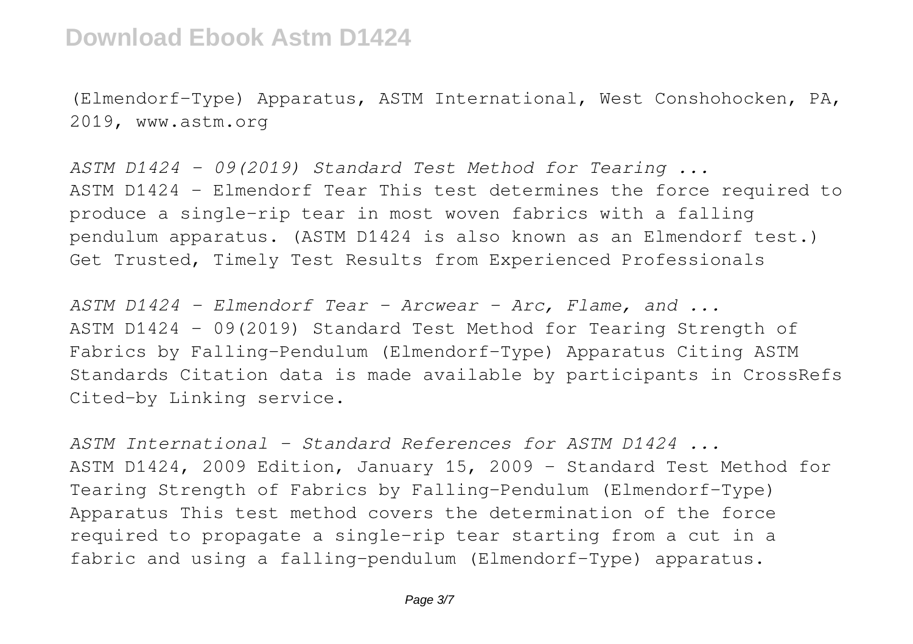(Elmendorf-Type) Apparatus, ASTM International, West Conshohocken, PA, 2019, www.astm.org

*ASTM D1424 - 09(2019) Standard Test Method for Tearing ...*
ASTM D1424 - Elmendorf Tear This test determines the force required to produce a single-rip tear in most woven fabrics with a falling pendulum apparatus. (ASTM D1424 is also known as an Elmendorf test.) Get Trusted, Timely Test Results from Experienced Professionals

*ASTM D1424 - Elmendorf Tear - Arcwear - Arc, Flame, and ...*
ASTM D1424 - 09(2019) Standard Test Method for Tearing Strength of Fabrics by Falling-Pendulum (Elmendorf-Type) Apparatus Citing ASTM Standards Citation data is made available by participants in CrossRefs Cited-by Linking service.

*ASTM International - Standard References for ASTM D1424 ...*
ASTM D1424, 2009 Edition, January 15, 2009 - Standard Test Method for Tearing Strength of Fabrics by Falling-Pendulum (Elmendorf-Type) Apparatus This test method covers the determination of the force required to propagate a single-rip tear starting from a cut in a fabric and using a falling-pendulum (Elmendorf-Type) apparatus.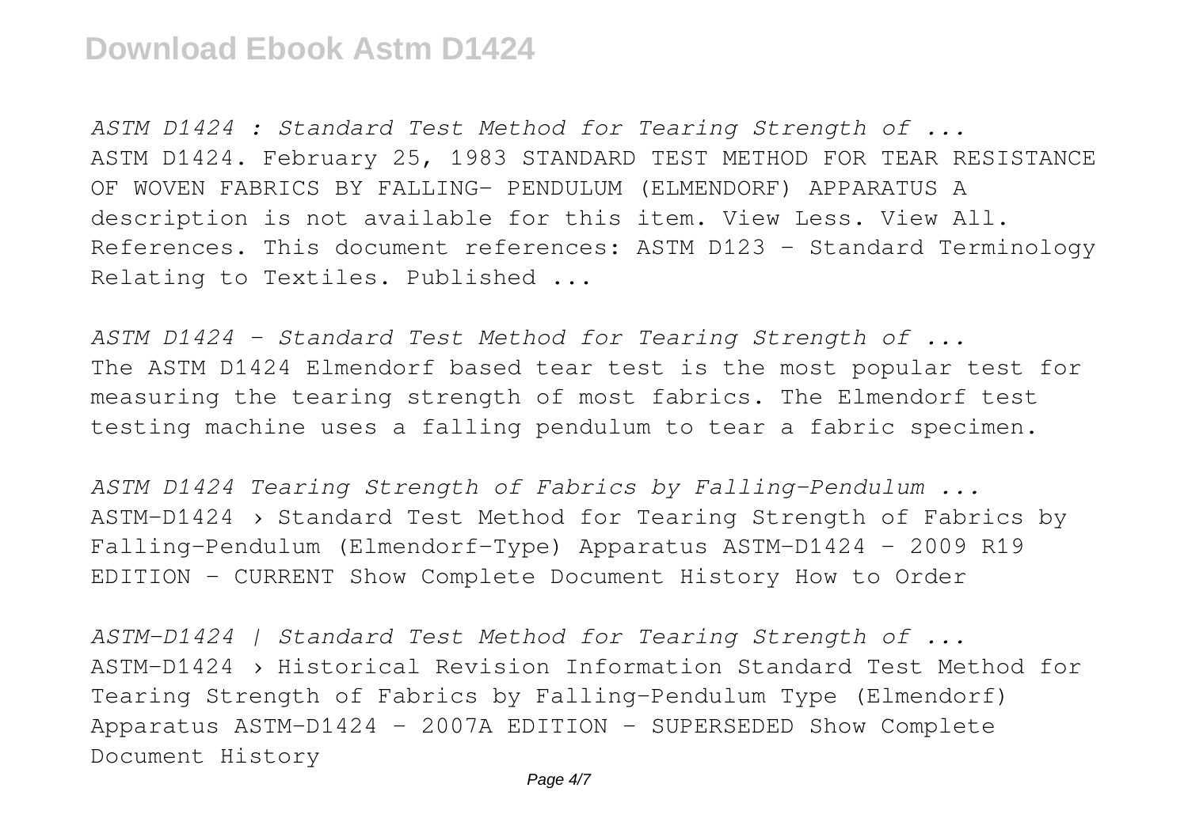*ASTM D1424 : Standard Test Method for Tearing Strength of ...*
ASTM D1424. February 25, 1983 STANDARD TEST METHOD FOR TEAR RESISTANCE OF WOVEN FABRICS BY FALLING- PENDULUM (ELMENDORF) APPARATUS A description is not available for this item. View Less. View All. References. This document references: ASTM D123 - Standard Terminology Relating to Textiles. Published ...

*ASTM D1424 - Standard Test Method for Tearing Strength of ...*
The ASTM D1424 Elmendorf based tear test is the most popular test for measuring the tearing strength of most fabrics. The Elmendorf test testing machine uses a falling pendulum to tear a fabric specimen.

*ASTM D1424 Tearing Strength of Fabrics by Falling-Pendulum ...*
ASTM-D1424 › Standard Test Method for Tearing Strength of Fabrics by Falling-Pendulum (Elmendorf-Type) Apparatus ASTM-D1424 - 2009 R19 EDITION - CURRENT Show Complete Document History How to Order

*ASTM-D1424 | Standard Test Method for Tearing Strength of ...*
ASTM-D1424 › Historical Revision Information Standard Test Method for Tearing Strength of Fabrics by Falling-Pendulum Type (Elmendorf) Apparatus ASTM-D1424 - 2007A EDITION - SUPERSEDED Show Complete Document History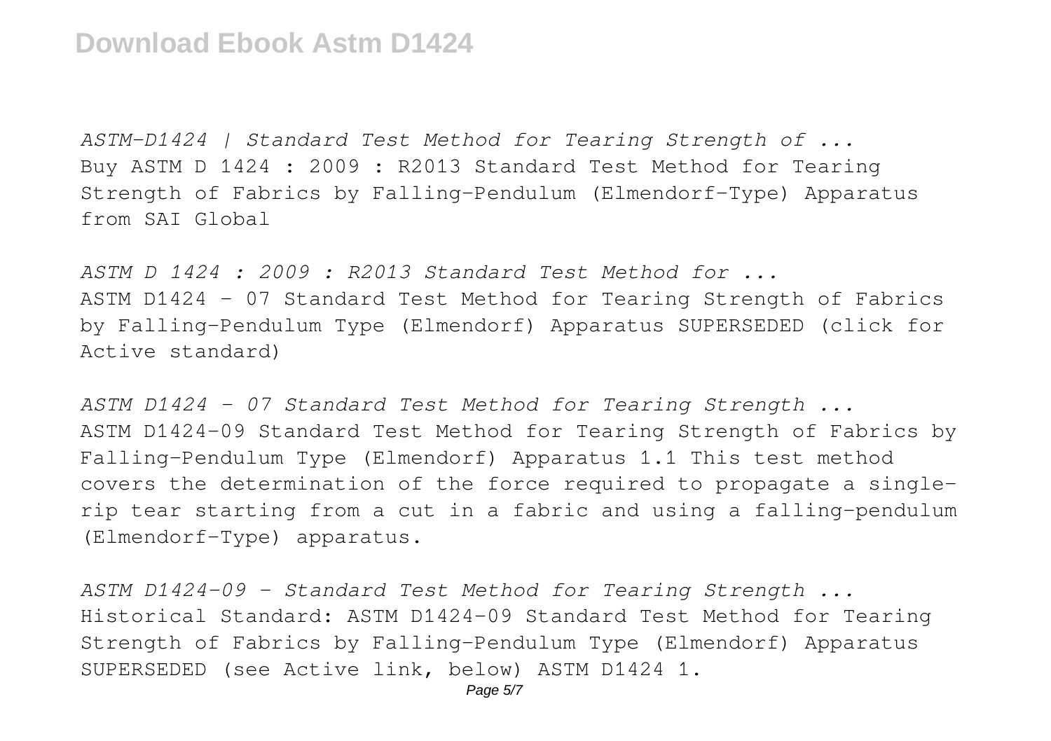*ASTM-D1424 | Standard Test Method for Tearing Strength of ...*
Buy ASTM D 1424 : 2009 : R2013 Standard Test Method for Tearing Strength of Fabrics by Falling-Pendulum (Elmendorf-Type) Apparatus from SAI Global

*ASTM D 1424 : 2009 : R2013 Standard Test Method for ...*
ASTM D1424 - 07 Standard Test Method for Tearing Strength of Fabrics by Falling-Pendulum Type (Elmendorf) Apparatus SUPERSEDED (click for Active standard)

*ASTM D1424 - 07 Standard Test Method for Tearing Strength ...*
ASTM D1424-09 Standard Test Method for Tearing Strength of Fabrics by Falling-Pendulum Type (Elmendorf) Apparatus 1.1 This test method covers the determination of the force required to propagate a single-rip tear starting from a cut in a fabric and using a falling-pendulum (Elmendorf-Type) apparatus.

*ASTM D1424-09 - Standard Test Method for Tearing Strength ...*
Historical Standard: ASTM D1424-09 Standard Test Method for Tearing Strength of Fabrics by Falling-Pendulum Type (Elmendorf) Apparatus SUPERSEDED (see Active link, below) ASTM D1424 1.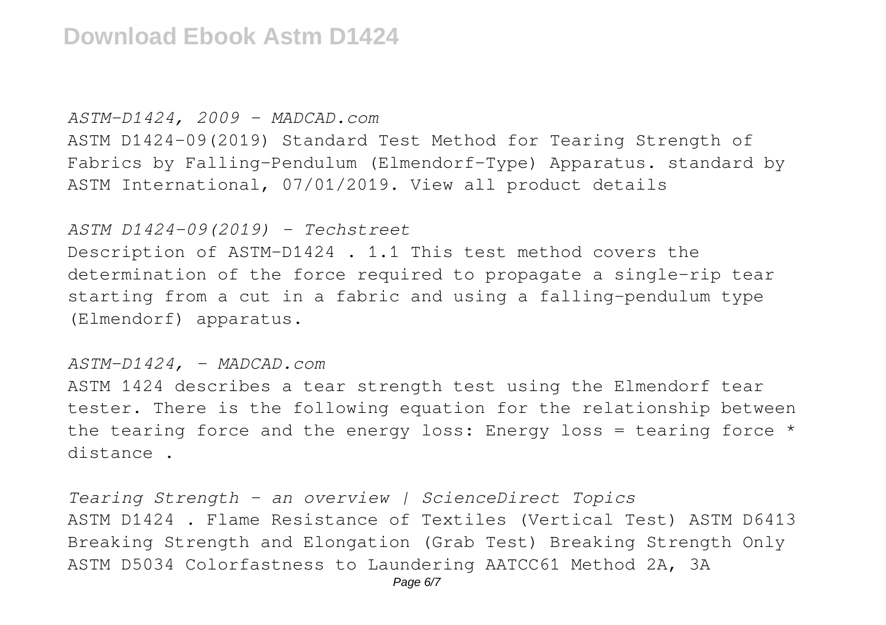*ASTM-D1424, 2009 - MADCAD.com*

ASTM D1424-09(2019) Standard Test Method for Tearing Strength of Fabrics by Falling-Pendulum (Elmendorf-Type) Apparatus. standard by ASTM International, 07/01/2019. View all product details

*ASTM D1424-09(2019) - Techstreet*

Description of ASTM-D1424 . 1.1 This test method covers the determination of the force required to propagate a single-rip tear starting from a cut in a fabric and using a falling-pendulum type (Elmendorf) apparatus.

*ASTM-D1424, - MADCAD.com*

ASTM 1424 describes a tear strength test using the Elmendorf tear tester. There is the following equation for the relationship between the tearing force and the energy loss: Energy loss = tearing force * distance .

*Tearing Strength - an overview | ScienceDirect Topics*

ASTM D1424 . Flame Resistance of Textiles (Vertical Test) ASTM D6413 Breaking Strength and Elongation (Grab Test) Breaking Strength Only ASTM D5034 Colorfastness to Laundering AATCC61 Method 2A, 3A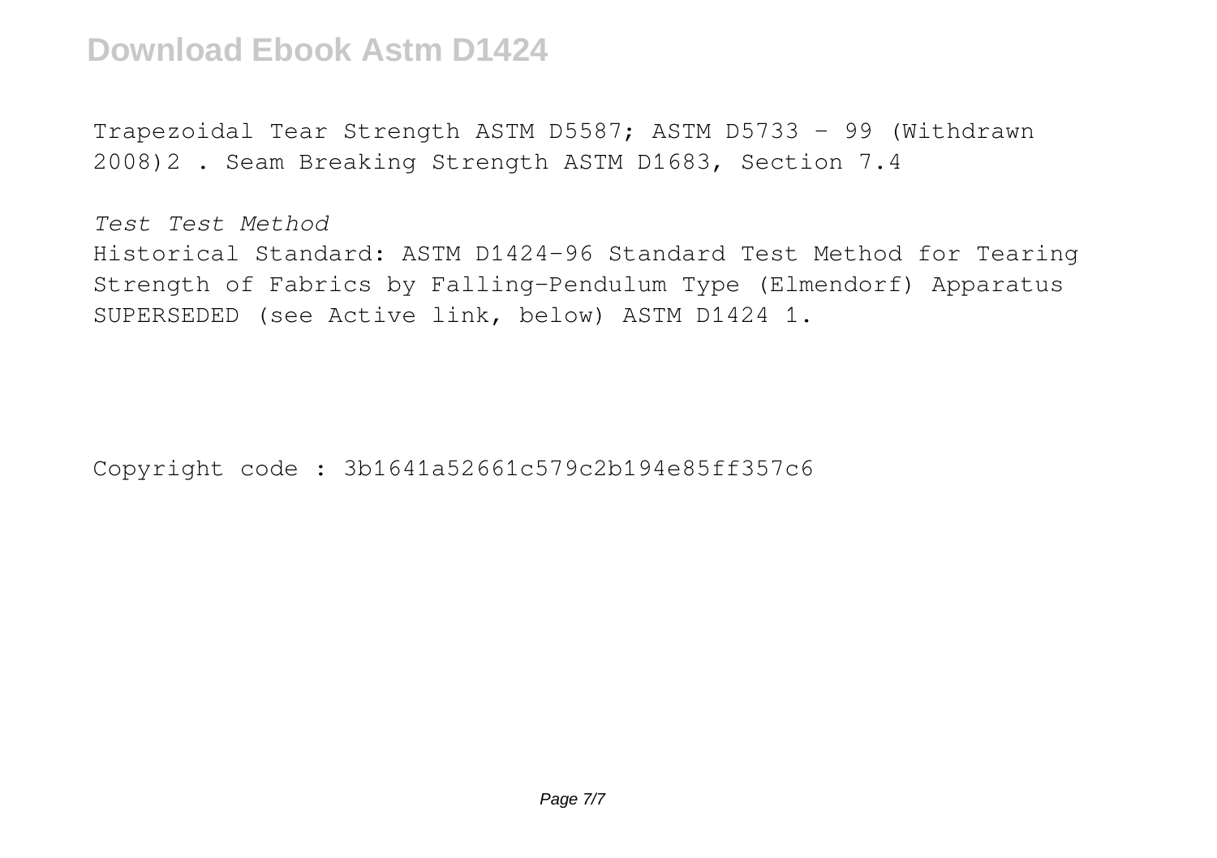Trapezoidal Tear Strength ASTM D5587; ASTM D5733 - 99 (Withdrawn 2008)2 . Seam Breaking Strength ASTM D1683, Section 7.4

*Test Test Method*

Historical Standard: ASTM D1424-96 Standard Test Method for Tearing Strength of Fabrics by Falling-Pendulum Type (Elmendorf) Apparatus SUPERSEDED (see Active link, below) ASTM D1424 1.

Copyright code : 3b1641a52661c579c2b194e85ff357c6